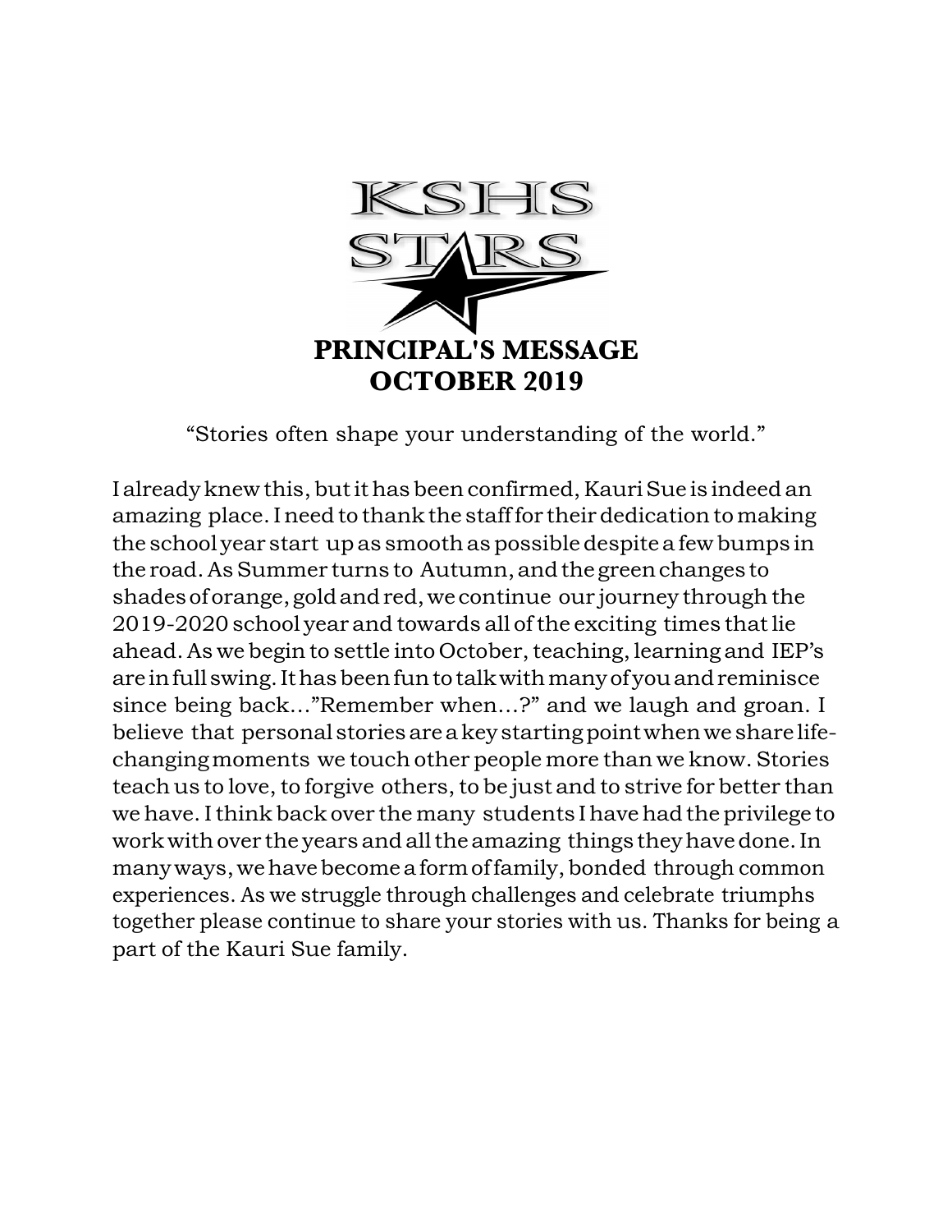KSHS
STARS

# PRINCIPAL'S MESSAGE
## OCTOBER 2019

"Stories often shape your understanding of the world."

I already knew this, but it has been confirmed, Kauri Sue is indeed an amazing place. I need to thank the staff for their dedication to making the school year start up as smooth as possible despite a few bumps in the road. As Summer turns to Autumn, and the green changes to shades of orange, gold and red, we continue our journey through the 2019-2020 school year and towards all of the exciting times that lie ahead. As we begin to settle into October, teaching, learning and IEP's are in full swing. It has been fun to talk with many of you and reminisce since being back…"Remember when…?" and we laugh and groan. I believe that personal stories are a key starting point when we share life-changing moments we touch other people more than we know. Stories teach us to love, to forgive others, to be just and to strive for better than we have. I think back over the many students I have had the privilege to work with over the years and all the amazing things they have done. In many ways, we have become a form of family, bonded through common experiences. As we struggle through challenges and celebrate triumphs together please continue to share your stories with us. Thanks for being a part of the Kauri Sue family.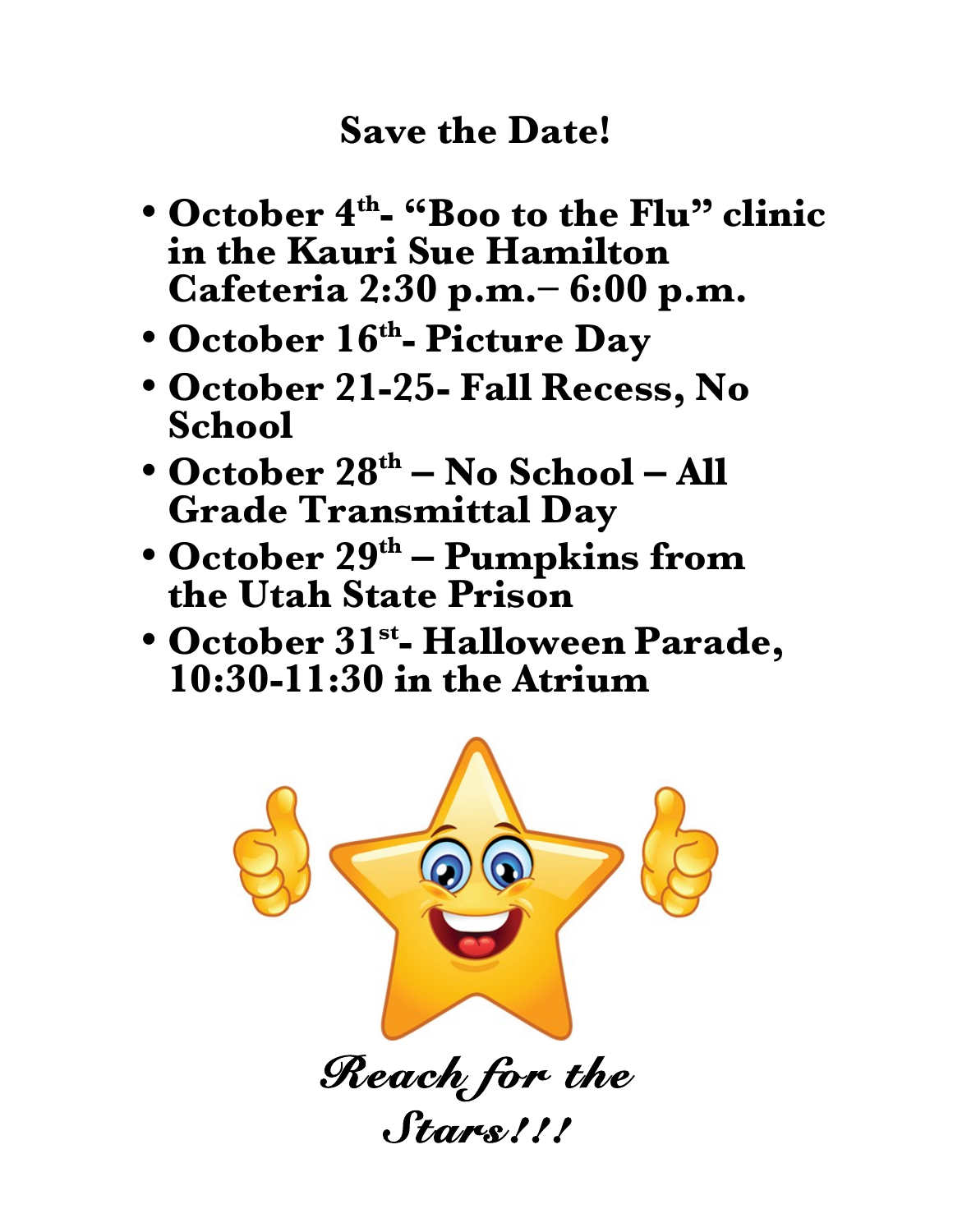# Save the Date!

- **October 4th- "Boo to the Flu" clinic in the Kauri Sue Hamilton Cafeteria 2:30 p.m.– 6:00 p.m.**
- **October 16th- Picture Day**
- **October 21-25- Fall Recess, No School**
- **October 28th – No School – All Grade Transmittal Day**
- **October 29th – Pumpkins from the Utah State Prison**
- **October 31st- Halloween Parade, 10:30-11:30 in the Atrium**

***Reach for the Stars!!!***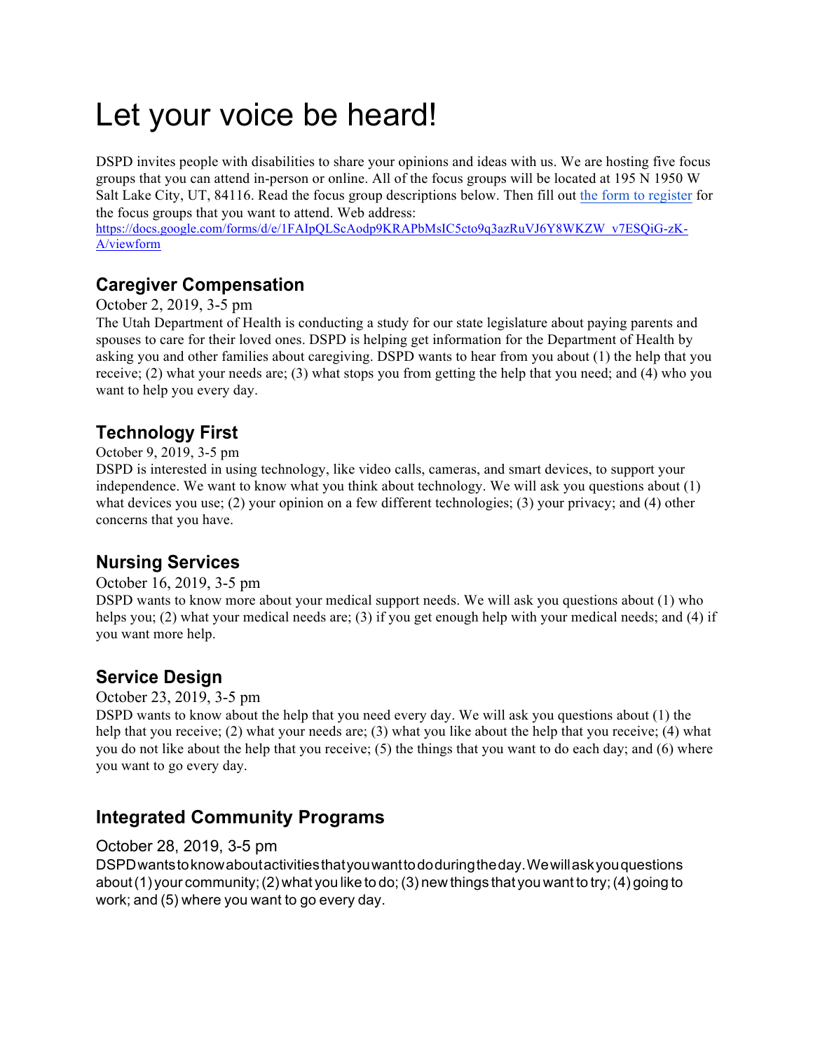# Let your voice be heard!

DSPD invites people with disabilities to share your opinions and ideas with us. We are hosting five focus groups that you can attend in-person or online. All of the focus groups will be located at 195 N 1950 W Salt Lake City, UT, 84116. Read the focus group descriptions below. Then fill out [the form to register](https://docs.google.com/forms/d/e/1FAIpQLScAodp9KRAPbMsIC5cto9q3azRuVJ6Y8WKZW_v7ESQiG-zK-A/viewform) for the focus groups that you want to attend. Web address: https://docs.google.com/forms/d/e/1FAIpQLScAodp9KRAPbMsIC5cto9q3azRuVJ6Y8WKZW_v7ESQiG-zK-A/viewform

## Caregiver Compensation

October 2, 2019, 3-5 pm

The Utah Department of Health is conducting a study for our state legislature about paying parents and spouses to care for their loved ones. DSPD is helping get information for the Department of Health by asking you and other families about caregiving. DSPD wants to hear from you about (1) the help that you receive; (2) what your needs are; (3) what stops you from getting the help that you need; and (4) who you want to help you every day.

## Technology First

October 9, 2019, 3-5 pm

DSPD is interested in using technology, like video calls, cameras, and smart devices, to support your independence. We want to know what you think about technology. We will ask you questions about (1) what devices you use; (2) your opinion on a few different technologies; (3) your privacy; and (4) other concerns that you have.

## Nursing Services

October 16, 2019, 3-5 pm

DSPD wants to know more about your medical support needs. We will ask you questions about (1) who helps you; (2) what your medical needs are; (3) if you get enough help with your medical needs; and (4) if you want more help.

## Service Design

October 23, 2019, 3-5 pm

DSPD wants to know about the help that you need every day. We will ask you questions about (1) the help that you receive; (2) what your needs are; (3) what you like about the help that you receive; (4) what you do not like about the help that you receive; (5) the things that you want to do each day; and (6) where you want to go every day.

## Integrated Community Programs

October 28, 2019, 3-5 pm

DSPD wants to know about activities that you want to do during the day. We will ask you questions about (1) your community; (2) what you like to do; (3) new things that you want to try; (4) going to work; and (5) where you want to go every day.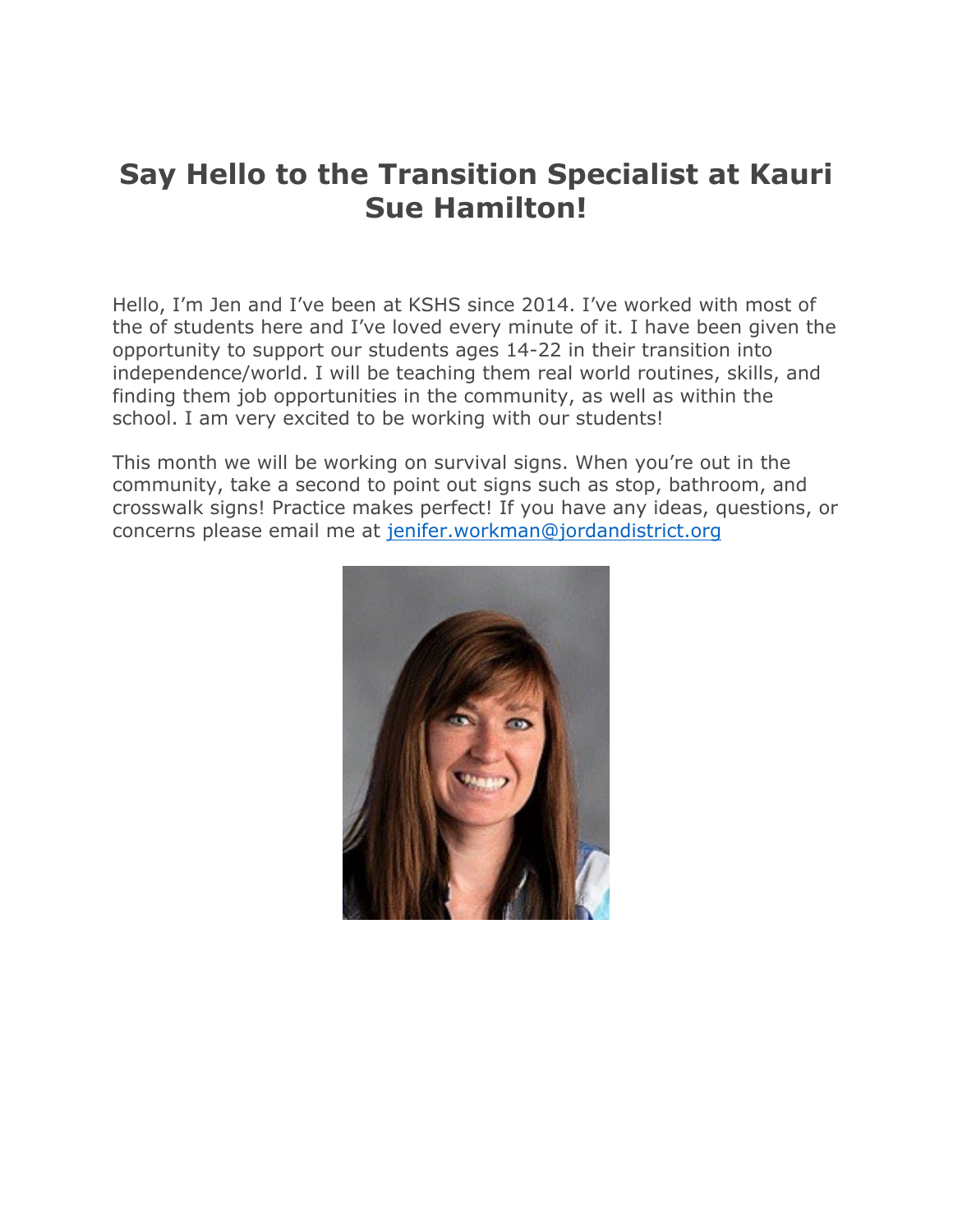# Say Hello to the Transition Specialist at Kauri Sue Hamilton!

Hello, I'm Jen and I've been at KSHS since 2014. I've worked with most of the of students here and I've loved every minute of it. I have been given the opportunity to support our students ages 14-22 in their transition into independence/world. I will be teaching them real world routines, skills, and finding them job opportunities in the community, as well as within the school. I am very excited to be working with our students!

This month we will be working on survival signs. When you're out in the community, take a second to point out signs such as stop, bathroom, and crosswalk signs! Practice makes perfect! If you have any ideas, questions, or concerns please email me at jenifer.workman@jordandistrict.org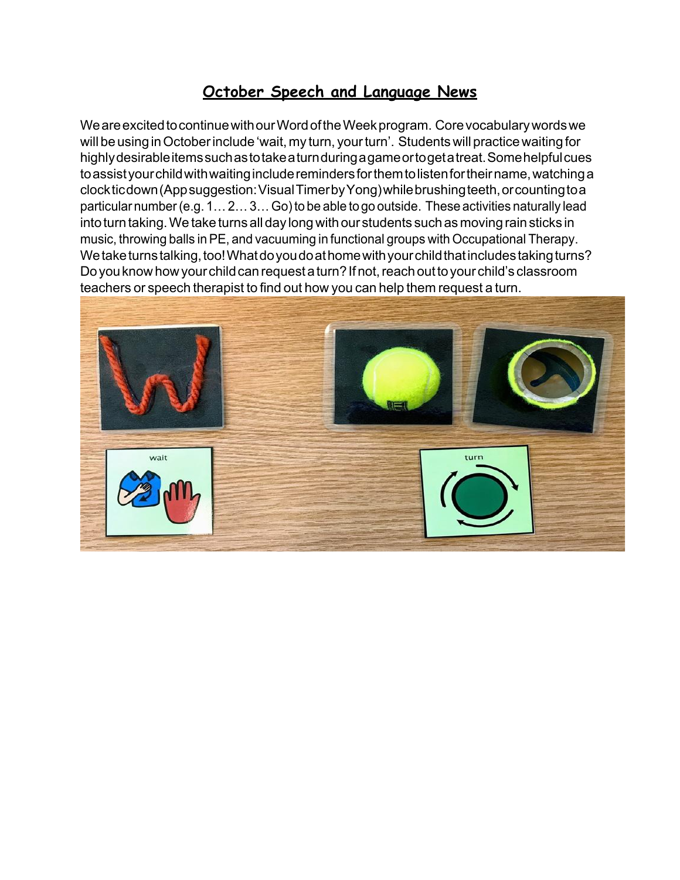# October Speech and Language News

We are excited to continue with our Word of the Week program. Core vocabulary words we will be using in October include 'wait, my turn, your turn'. Students will practice waiting for highly desirable items such as to take a turn during a game or to get a treat. Some helpful cues to assist your child with waiting include reminders for them to listen for their name, watching a clock tic down (App suggestion: Visual Timer by Yong) while brushing teeth, or counting to a particular number (e.g. 1… 2… 3… Go) to be able to go outside. These activities naturally lead into turn taking. We take turns all day long with our students such as moving rain sticks in music, throwing balls in PE, and vacuuming in functional groups with Occupational Therapy. We take turns talking, too! What do you do at home with your child that includes taking turns? Do you know how your child can request a turn? If not, reach out to your child's classroom teachers or speech therapist to find out how you can help them request a turn.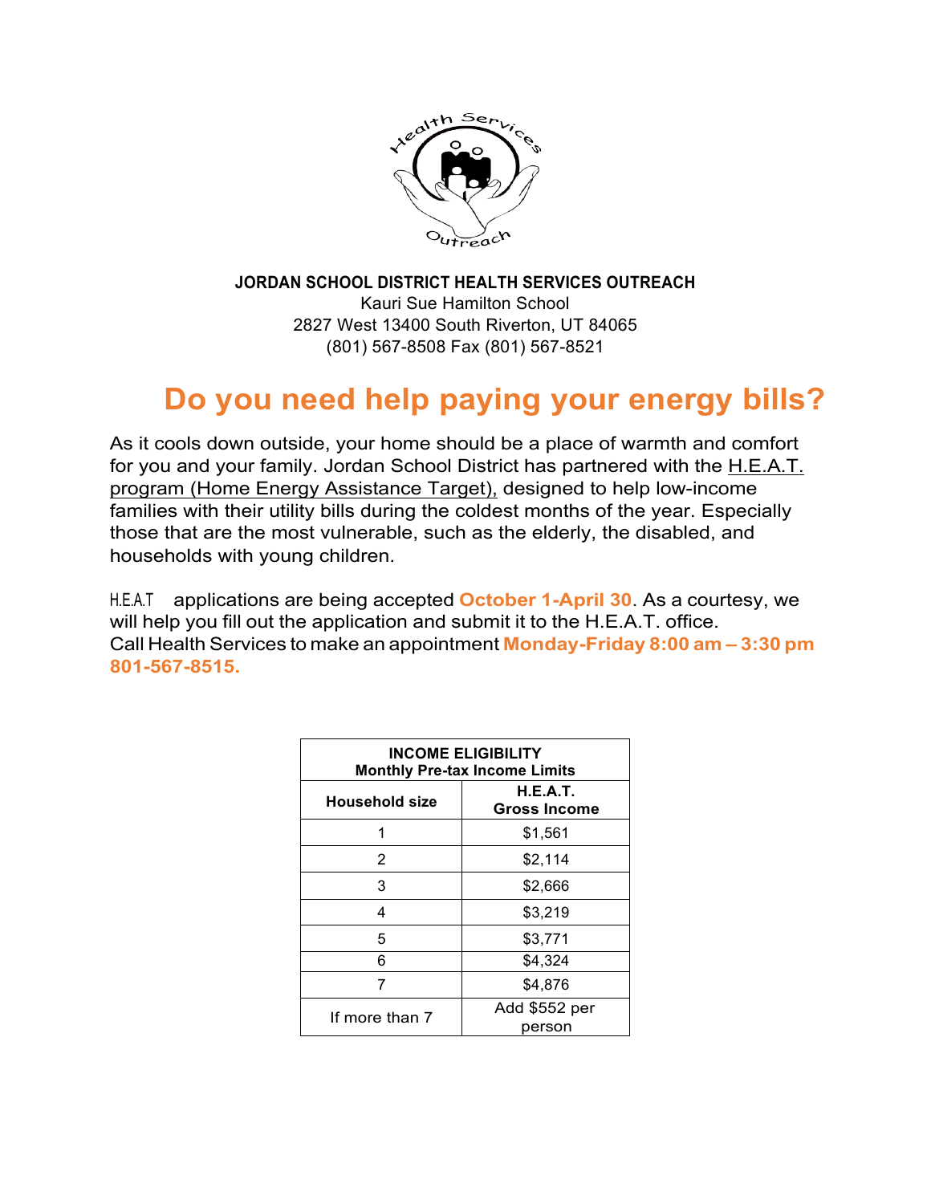**JORDAN SCHOOL DISTRICT HEALTH SERVICES OUTREACH**
Kauri Sue Hamilton School
2827 West 13400 South Riverton, UT 84065
(801) 567-8508 Fax (801) 567-8521

# Do you need help paying your energy bills?

As it cools down outside, your home should be a place of warmth and comfort for you and your family. Jordan School District has partnered with the H.E.A.T. program (Home Energy Assistance Target), designed to help low-income families with their utility bills during the coldest months of the year. Especially those that are the most vulnerable, such as the elderly, the disabled, and households with young children.

H.E.A.T applications are being accepted **October 1-April 30**. As a courtesy, we will help you fill out the application and submit it to the H.E.A.T. office.
Call Health Services to make an appointment **Monday-Friday 8:00 am – 3:30 pm 801-567-8515.**

| **INCOME ELIGIBILITY Monthly Pre-tax Income Limits** | |
|---|---|
| **Household size** | **H.E.A.T. Gross Income** |
| 1 | $1,561 |
| 2 | $2,114 |
| 3 | $2,666 |
| 4 | $3,219 |
| 5 | $3,771 |
| 6 | $4,324 |
| 7 | $4,876 |
| If more than 7 | Add $552 per person |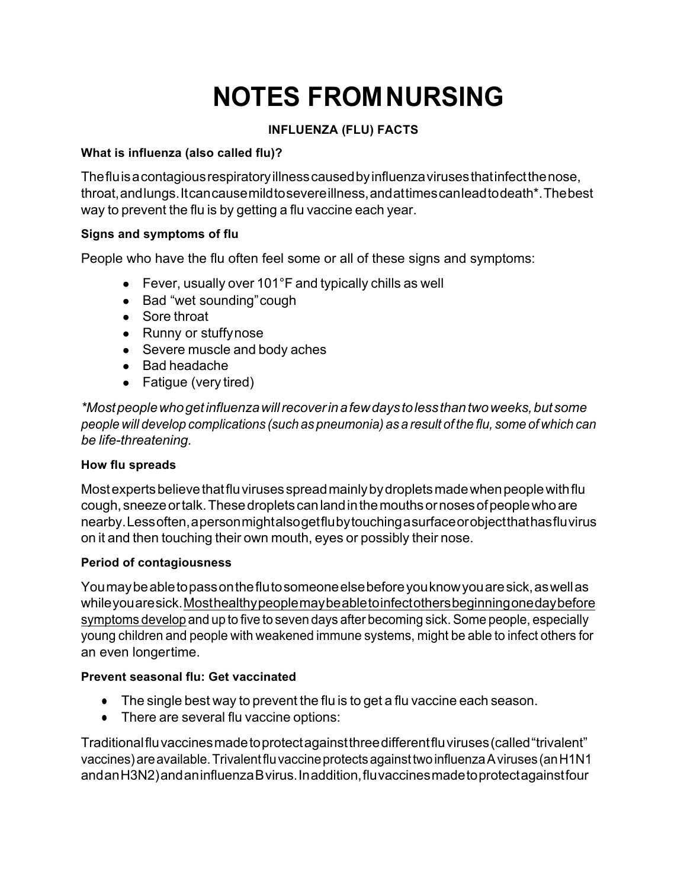# NOTES FROM NURSING

### INFLUENZA (FLU) FACTS

**What is influenza (also called flu)?**

The flu is a contagious respiratory illness caused by influenza viruses that infect the nose, throat, and lungs. It can cause mild to severe illness, and at times can lead to death*. The best way to prevent the flu is by getting a flu vaccine each year.

**Signs and symptoms of flu**

People who have the flu often feel some or all of these signs and symptoms:

- Fever, usually over 101°F and typically chills as well
- Bad "wet sounding" cough
- Sore throat
- Runny or stuffy nose
- Severe muscle and body aches
- Bad headache
- Fatigue (very tired)

*\*Most people who get influenza will recover in a few days to less than two weeks, but some people will develop complications (such as pneumonia) as a result of the flu, some of which can be life-threatening.*

**How flu spreads**

Most experts believe that flu viruses spread mainly by droplets made when people with flu cough, sneeze or talk. These droplets can land in the mouths or noses of people who are nearby. Less often, a person might also get flu by touching a surface or object that has flu virus on it and then touching their own mouth, eyes or possibly their nose.

**Period of contagiousness**

You may be able to pass on the flu to someone else before you know you are sick, as well as while you are sick. <u>Most healthy people may be able to infect others beginning one day before symptoms develop</u> and up to five to seven days after becoming sick. Some people, especially young children and people with weakened immune systems, might be able to infect others for an even longer time.

**Prevent seasonal flu: Get vaccinated**

- The single best way to prevent the flu is to get a flu vaccine each season.
- There are several flu vaccine options:

Traditional flu vaccines made to protect against three different flu viruses (called "trivalent" vaccines) are available. Trivalent flu vaccine protects against two influenza A viruses (an H1N1 and an H3N2) and an influenza B virus. In addition, flu vaccines made to protect against four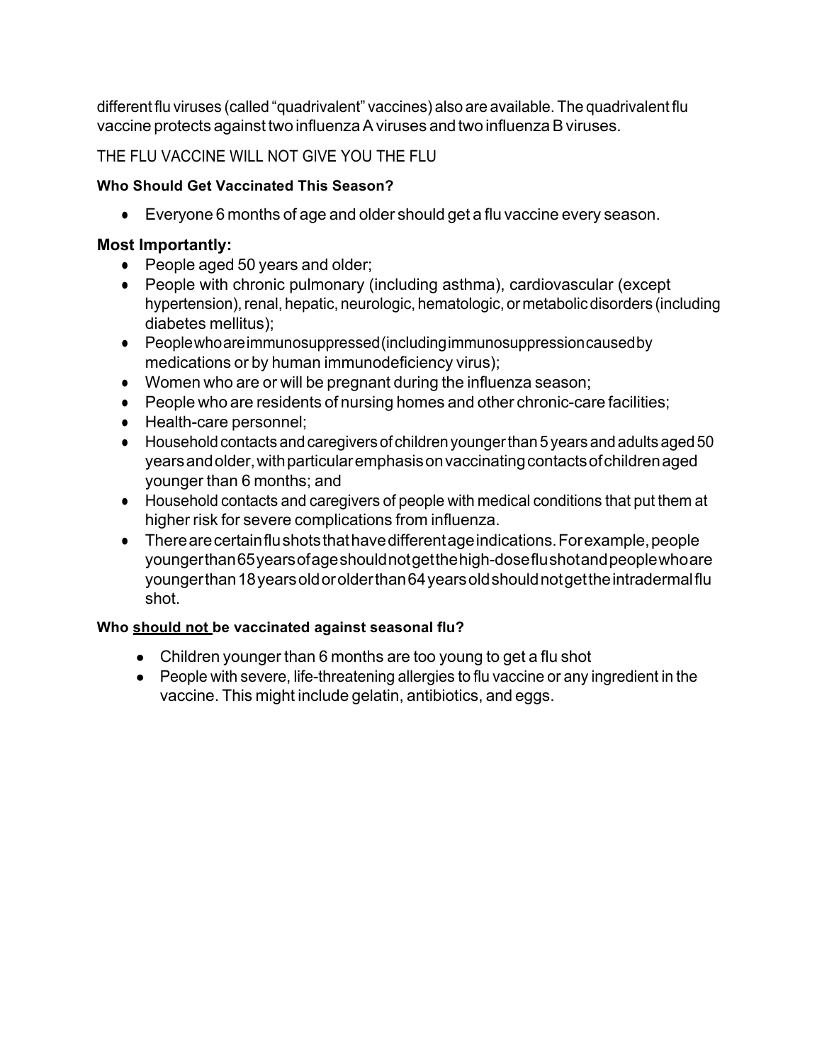different flu viruses (called "quadrivalent" vaccines) also are available. The quadrivalent flu vaccine protects against two influenza A viruses and two influenza B viruses.

THE FLU VACCINE WILL NOT GIVE YOU THE FLU

#### Who Should Get Vaccinated This Season?

- Everyone 6 months of age and older should get a flu vaccine every season.

### Most Importantly:

- People aged 50 years and older;
- People with chronic pulmonary (including asthma), cardiovascular (except hypertension), renal, hepatic, neurologic, hematologic, or metabolic disorders (including diabetes mellitus);
- People who are immunosuppressed (including immunosuppression caused by medications or by human immunodeficiency virus);
- Women who are or will be pregnant during the influenza season;
- People who are residents of nursing homes and other chronic-care facilities;
- Health-care personnel;
- Household contacts and caregivers of children younger than 5 years and adults aged 50 years and older, with particular emphasis on vaccinating contacts of children aged younger than 6 months; and
- Household contacts and caregivers of people with medical conditions that put them at higher risk for severe complications from influenza.
- There are certain flu shots that have different age indications. For example, people younger than 65 years of age should not get the high-dose flu shot and people who are younger than 18 years old or older than 64 years old should not get the intradermal flu shot.

#### Who <u>should not</u> be vaccinated against seasonal flu?

- Children younger than 6 months are too young to get a flu shot
- People with severe, life-threatening allergies to flu vaccine or any ingredient in the vaccine. This might include gelatin, antibiotics, and eggs.